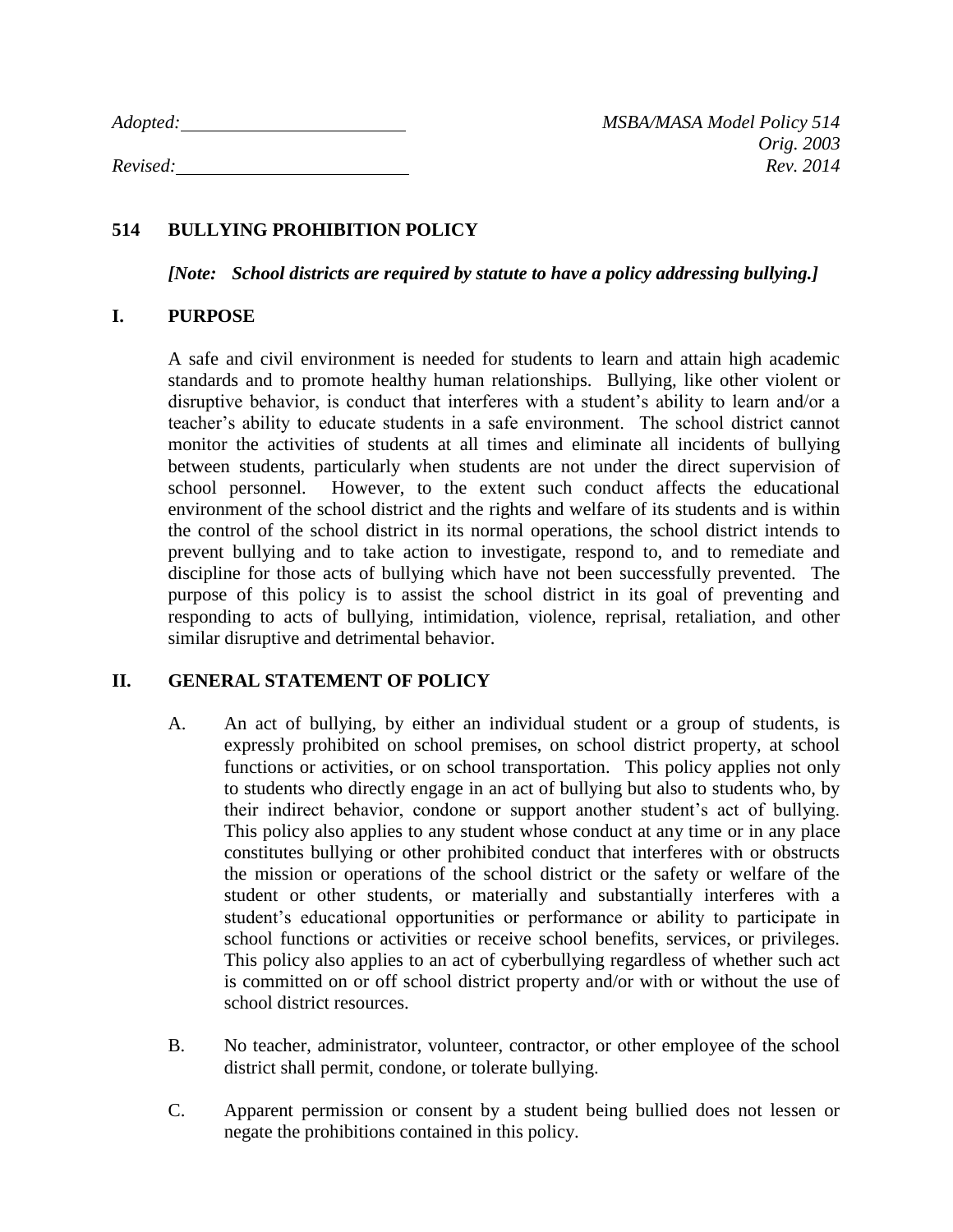*Adopted:* \_\_\_\_\_\_\_\_\_\_\_\_\_\_\_\_\_\_\_\_\_\_\_\_ *MSBA/MASA Model Policy 514*
*Orig. 2003*
*Revised:* \_\_\_\_\_\_\_\_\_\_\_\_\_\_\_\_\_\_\_\_\_\_\_\_ *Rev. 2014*

# 514 BULLYING PROHIBITION POLICY

***[Note: School districts are required by statute to have a policy addressing bullying.]***

## I. PURPOSE

A safe and civil environment is needed for students to learn and attain high academic standards and to promote healthy human relationships. Bullying, like other violent or disruptive behavior, is conduct that interferes with a student's ability to learn and/or a teacher's ability to educate students in a safe environment. The school district cannot monitor the activities of students at all times and eliminate all incidents of bullying between students, particularly when students are not under the direct supervision of school personnel. However, to the extent such conduct affects the educational environment of the school district and the rights and welfare of its students and is within the control of the school district in its normal operations, the school district intends to prevent bullying and to take action to investigate, respond to, and to remediate and discipline for those acts of bullying which have not been successfully prevented. The purpose of this policy is to assist the school district in its goal of preventing and responding to acts of bullying, intimidation, violence, reprisal, retaliation, and other similar disruptive and detrimental behavior.

## II. GENERAL STATEMENT OF POLICY

A. An act of bullying, by either an individual student or a group of students, is expressly prohibited on school premises, on school district property, at school functions or activities, or on school transportation. This policy applies not only to students who directly engage in an act of bullying but also to students who, by their indirect behavior, condone or support another student's act of bullying. This policy also applies to any student whose conduct at any time or in any place constitutes bullying or other prohibited conduct that interferes with or obstructs the mission or operations of the school district or the safety or welfare of the student or other students, or materially and substantially interferes with a student's educational opportunities or performance or ability to participate in school functions or activities or receive school benefits, services, or privileges. This policy also applies to an act of cyberbullying regardless of whether such act is committed on or off school district property and/or with or without the use of school district resources.

B. No teacher, administrator, volunteer, contractor, or other employee of the school district shall permit, condone, or tolerate bullying.

C. Apparent permission or consent by a student being bullied does not lessen or negate the prohibitions contained in this policy.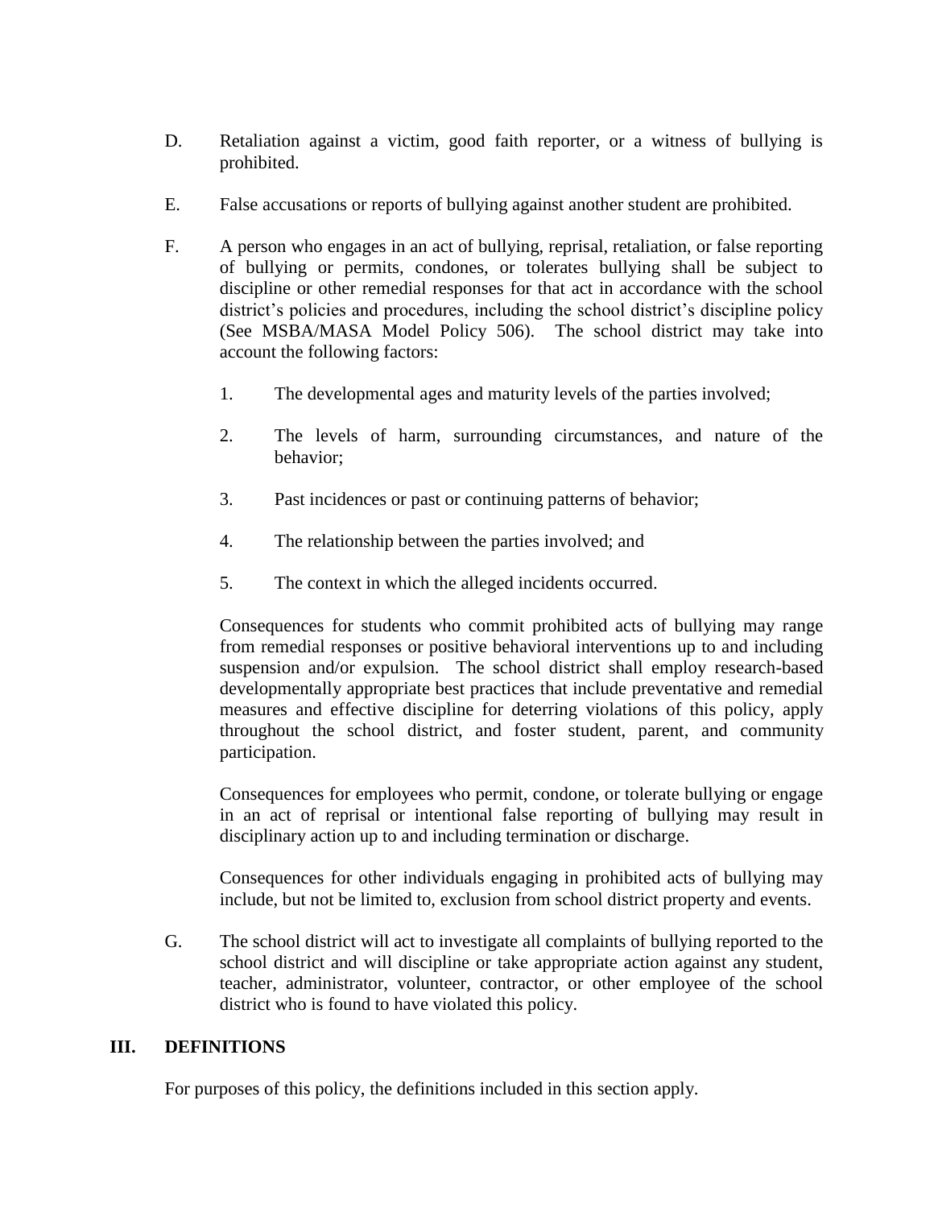D. Retaliation against a victim, good faith reporter, or a witness of bullying is prohibited.

E. False accusations or reports of bullying against another student are prohibited.

F. A person who engages in an act of bullying, reprisal, retaliation, or false reporting of bullying or permits, condones, or tolerates bullying shall be subject to discipline or other remedial responses for that act in accordance with the school district's policies and procedures, including the school district's discipline policy (See MSBA/MASA Model Policy 506). The school district may take into account the following factors:

   1. The developmental ages and maturity levels of the parties involved;

   2. The levels of harm, surrounding circumstances, and nature of the behavior;

   3. Past incidences or past or continuing patterns of behavior;

   4. The relationship between the parties involved; and

   5. The context in which the alleged incidents occurred.

   Consequences for students who commit prohibited acts of bullying may range from remedial responses or positive behavioral interventions up to and including suspension and/or expulsion. The school district shall employ research-based developmentally appropriate best practices that include preventative and remedial measures and effective discipline for deterring violations of this policy, apply throughout the school district, and foster student, parent, and community participation.

   Consequences for employees who permit, condone, or tolerate bullying or engage in an act of reprisal or intentional false reporting of bullying may result in disciplinary action up to and including termination or discharge.

   Consequences for other individuals engaging in prohibited acts of bullying may include, but not be limited to, exclusion from school district property and events.

G. The school district will act to investigate all complaints of bullying reported to the school district and will discipline or take appropriate action against any student, teacher, administrator, volunteer, contractor, or other employee of the school district who is found to have violated this policy.

## III. DEFINITIONS

For purposes of this policy, the definitions included in this section apply.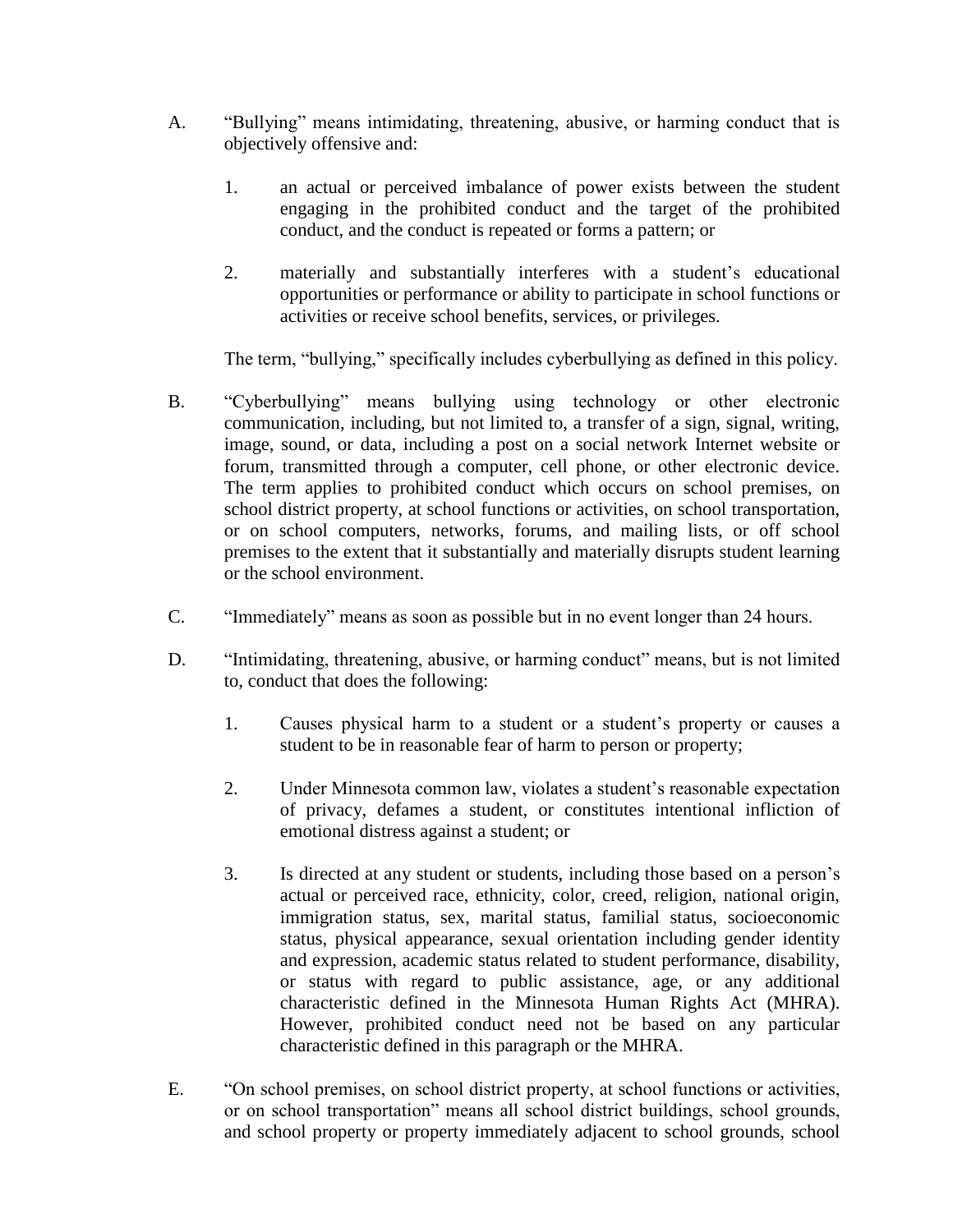A. "Bullying" means intimidating, threatening, abusive, or harming conduct that is objectively offensive and:

   1. an actual or perceived imbalance of power exists between the student engaging in the prohibited conduct and the target of the prohibited conduct, and the conduct is repeated or forms a pattern; or

   2. materially and substantially interferes with a student's educational opportunities or performance or ability to participate in school functions or activities or receive school benefits, services, or privileges.

   The term, "bullying," specifically includes cyberbullying as defined in this policy.

B. "Cyberbullying" means bullying using technology or other electronic communication, including, but not limited to, a transfer of a sign, signal, writing, image, sound, or data, including a post on a social network Internet website or forum, transmitted through a computer, cell phone, or other electronic device. The term applies to prohibited conduct which occurs on school premises, on school district property, at school functions or activities, on school transportation, or on school computers, networks, forums, and mailing lists, or off school premises to the extent that it substantially and materially disrupts student learning or the school environment.

C. "Immediately" means as soon as possible but in no event longer than 24 hours.

D. "Intimidating, threatening, abusive, or harming conduct" means, but is not limited to, conduct that does the following:

   1. Causes physical harm to a student or a student's property or causes a student to be in reasonable fear of harm to person or property;

   2. Under Minnesota common law, violates a student's reasonable expectation of privacy, defames a student, or constitutes intentional infliction of emotional distress against a student; or

   3. Is directed at any student or students, including those based on a person's actual or perceived race, ethnicity, color, creed, religion, national origin, immigration status, sex, marital status, familial status, socioeconomic status, physical appearance, sexual orientation including gender identity and expression, academic status related to student performance, disability, or status with regard to public assistance, age, or any additional characteristic defined in the Minnesota Human Rights Act (MHRA). However, prohibited conduct need not be based on any particular characteristic defined in this paragraph or the MHRA.

E. "On school premises, on school district property, at school functions or activities, or on school transportation" means all school district buildings, school grounds, and school property or property immediately adjacent to school grounds, school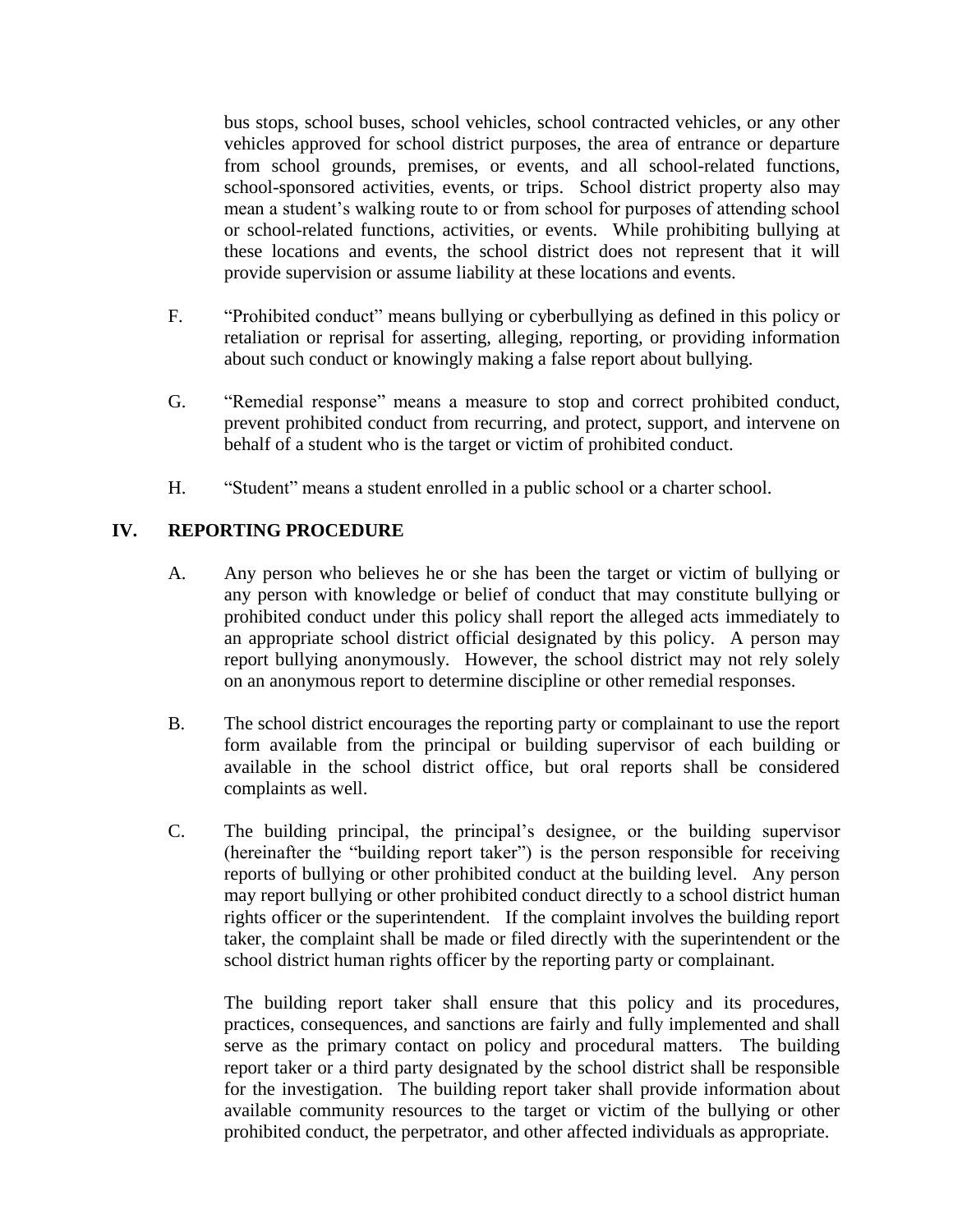bus stops, school buses, school vehicles, school contracted vehicles, or any other vehicles approved for school district purposes, the area of entrance or departure from school grounds, premises, or events, and all school-related functions, school-sponsored activities, events, or trips. School district property also may mean a student's walking route to or from school for purposes of attending school or school-related functions, activities, or events. While prohibiting bullying at these locations and events, the school district does not represent that it will provide supervision or assume liability at these locations and events.

F. "Prohibited conduct" means bullying or cyberbullying as defined in this policy or retaliation or reprisal for asserting, alleging, reporting, or providing information about such conduct or knowingly making a false report about bullying.

G. "Remedial response" means a measure to stop and correct prohibited conduct, prevent prohibited conduct from recurring, and protect, support, and intervene on behalf of a student who is the target or victim of prohibited conduct.

H. "Student" means a student enrolled in a public school or a charter school.

## IV. REPORTING PROCEDURE

A. Any person who believes he or she has been the target or victim of bullying or any person with knowledge or belief of conduct that may constitute bullying or prohibited conduct under this policy shall report the alleged acts immediately to an appropriate school district official designated by this policy. A person may report bullying anonymously. However, the school district may not rely solely on an anonymous report to determine discipline or other remedial responses.

B. The school district encourages the reporting party or complainant to use the report form available from the principal or building supervisor of each building or available in the school district office, but oral reports shall be considered complaints as well.

C. The building principal, the principal's designee, or the building supervisor (hereinafter the "building report taker") is the person responsible for receiving reports of bullying or other prohibited conduct at the building level. Any person may report bullying or other prohibited conduct directly to a school district human rights officer or the superintendent. If the complaint involves the building report taker, the complaint shall be made or filed directly with the superintendent or the school district human rights officer by the reporting party or complainant.

The building report taker shall ensure that this policy and its procedures, practices, consequences, and sanctions are fairly and fully implemented and shall serve as the primary contact on policy and procedural matters. The building report taker or a third party designated by the school district shall be responsible for the investigation. The building report taker shall provide information about available community resources to the target or victim of the bullying or other prohibited conduct, the perpetrator, and other affected individuals as appropriate.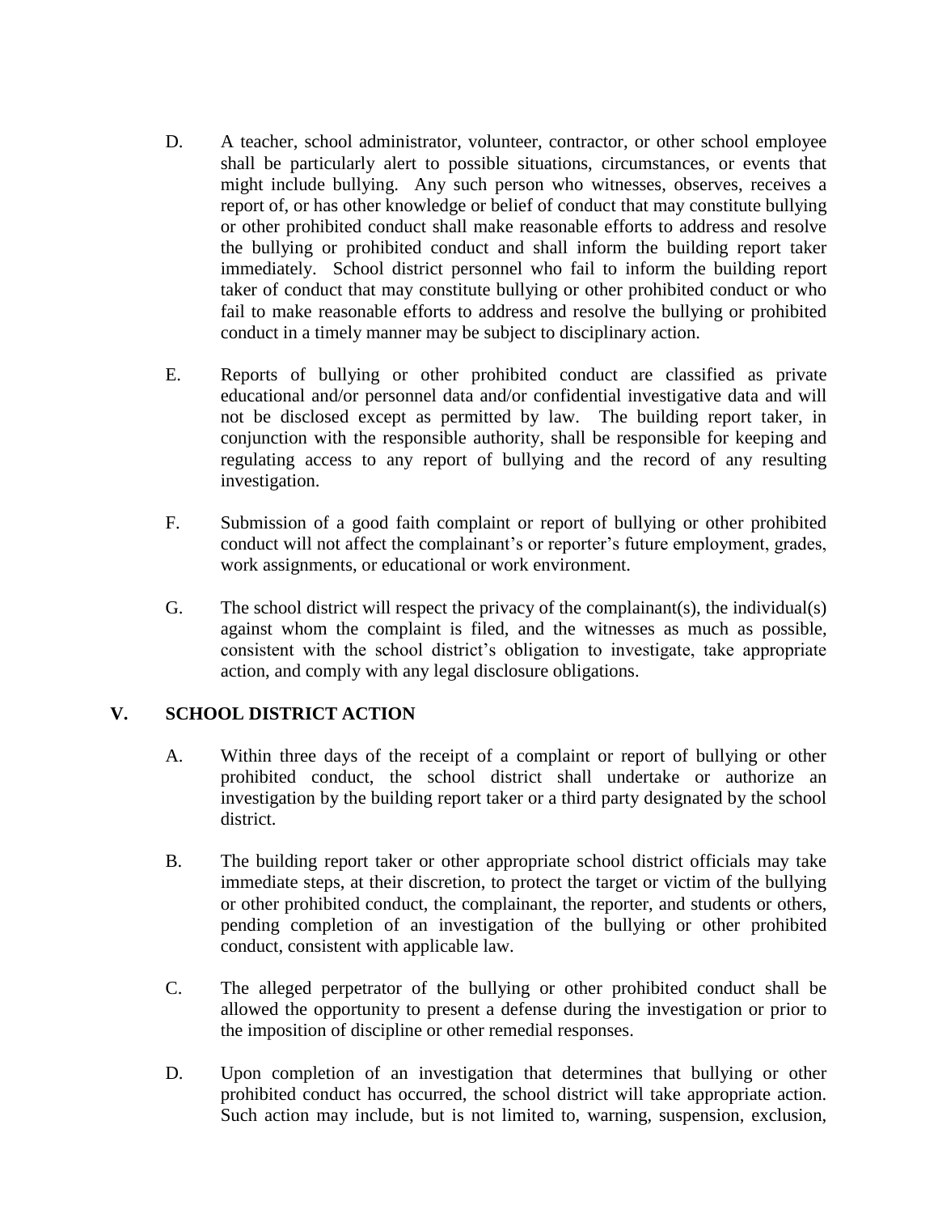D. A teacher, school administrator, volunteer, contractor, or other school employee shall be particularly alert to possible situations, circumstances, or events that might include bullying. Any such person who witnesses, observes, receives a report of, or has other knowledge or belief of conduct that may constitute bullying or other prohibited conduct shall make reasonable efforts to address and resolve the bullying or prohibited conduct and shall inform the building report taker immediately. School district personnel who fail to inform the building report taker of conduct that may constitute bullying or other prohibited conduct or who fail to make reasonable efforts to address and resolve the bullying or prohibited conduct in a timely manner may be subject to disciplinary action.

E. Reports of bullying or other prohibited conduct are classified as private educational and/or personnel data and/or confidential investigative data and will not be disclosed except as permitted by law. The building report taker, in conjunction with the responsible authority, shall be responsible for keeping and regulating access to any report of bullying and the record of any resulting investigation.

F. Submission of a good faith complaint or report of bullying or other prohibited conduct will not affect the complainant's or reporter's future employment, grades, work assignments, or educational or work environment.

G. The school district will respect the privacy of the complainant(s), the individual(s) against whom the complaint is filed, and the witnesses as much as possible, consistent with the school district's obligation to investigate, take appropriate action, and comply with any legal disclosure obligations.

## V. SCHOOL DISTRICT ACTION

A. Within three days of the receipt of a complaint or report of bullying or other prohibited conduct, the school district shall undertake or authorize an investigation by the building report taker or a third party designated by the school district.

B. The building report taker or other appropriate school district officials may take immediate steps, at their discretion, to protect the target or victim of the bullying or other prohibited conduct, the complainant, the reporter, and students or others, pending completion of an investigation of the bullying or other prohibited conduct, consistent with applicable law.

C. The alleged perpetrator of the bullying or other prohibited conduct shall be allowed the opportunity to present a defense during the investigation or prior to the imposition of discipline or other remedial responses.

D. Upon completion of an investigation that determines that bullying or other prohibited conduct has occurred, the school district will take appropriate action. Such action may include, but is not limited to, warning, suspension, exclusion,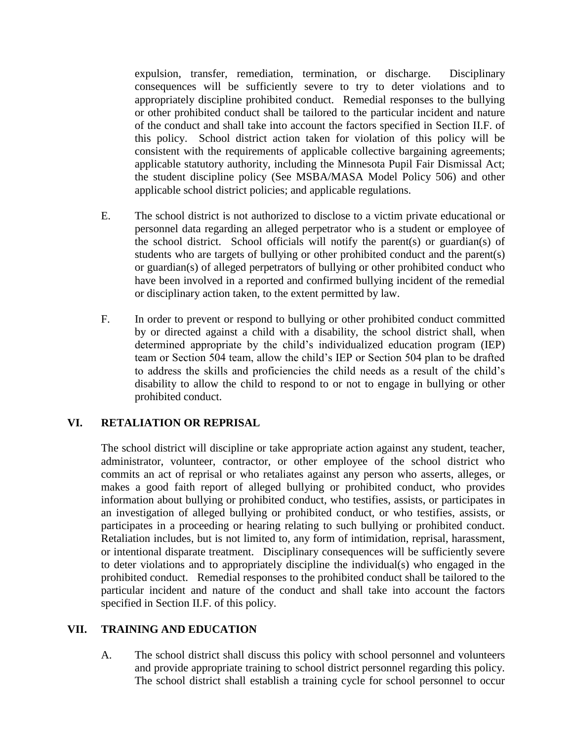expulsion, transfer, remediation, termination, or discharge. Disciplinary consequences will be sufficiently severe to try to deter violations and to appropriately discipline prohibited conduct. Remedial responses to the bullying or other prohibited conduct shall be tailored to the particular incident and nature of the conduct and shall take into account the factors specified in Section II.F. of this policy. School district action taken for violation of this policy will be consistent with the requirements of applicable collective bargaining agreements; applicable statutory authority, including the Minnesota Pupil Fair Dismissal Act; the student discipline policy (See MSBA/MASA Model Policy 506) and other applicable school district policies; and applicable regulations.

E. The school district is not authorized to disclose to a victim private educational or personnel data regarding an alleged perpetrator who is a student or employee of the school district. School officials will notify the parent(s) or guardian(s) of students who are targets of bullying or other prohibited conduct and the parent(s) or guardian(s) of alleged perpetrators of bullying or other prohibited conduct who have been involved in a reported and confirmed bullying incident of the remedial or disciplinary action taken, to the extent permitted by law.

F. In order to prevent or respond to bullying or other prohibited conduct committed by or directed against a child with a disability, the school district shall, when determined appropriate by the child's individualized education program (IEP) team or Section 504 team, allow the child's IEP or Section 504 plan to be drafted to address the skills and proficiencies the child needs as a result of the child's disability to allow the child to respond to or not to engage in bullying or other prohibited conduct.

## VI. RETALIATION OR REPRISAL

The school district will discipline or take appropriate action against any student, teacher, administrator, volunteer, contractor, or other employee of the school district who commits an act of reprisal or who retaliates against any person who asserts, alleges, or makes a good faith report of alleged bullying or prohibited conduct, who provides information about bullying or prohibited conduct, who testifies, assists, or participates in an investigation of alleged bullying or prohibited conduct, or who testifies, assists, or participates in a proceeding or hearing relating to such bullying or prohibited conduct. Retaliation includes, but is not limited to, any form of intimidation, reprisal, harassment, or intentional disparate treatment. Disciplinary consequences will be sufficiently severe to deter violations and to appropriately discipline the individual(s) who engaged in the prohibited conduct. Remedial responses to the prohibited conduct shall be tailored to the particular incident and nature of the conduct and shall take into account the factors specified in Section II.F. of this policy.

## VII. TRAINING AND EDUCATION

A. The school district shall discuss this policy with school personnel and volunteers and provide appropriate training to school district personnel regarding this policy. The school district shall establish a training cycle for school personnel to occur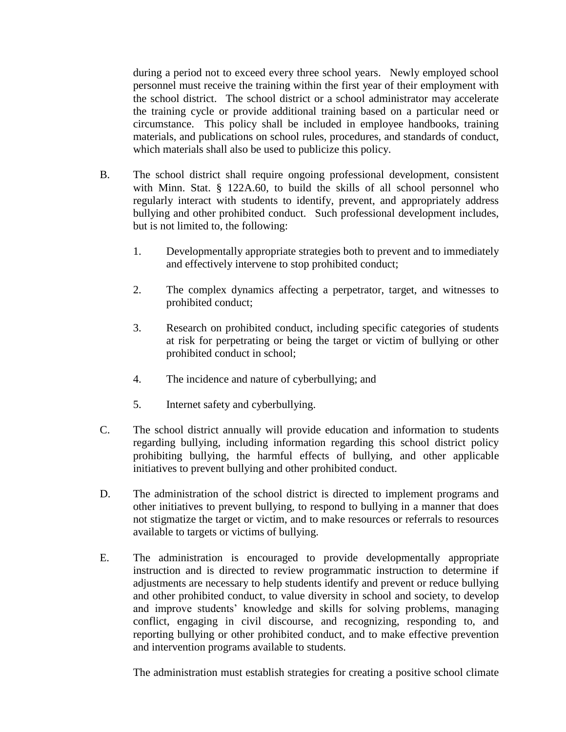during a period not to exceed every three school years. Newly employed school personnel must receive the training within the first year of their employment with the school district. The school district or a school administrator may accelerate the training cycle or provide additional training based on a particular need or circumstance. This policy shall be included in employee handbooks, training materials, and publications on school rules, procedures, and standards of conduct, which materials shall also be used to publicize this policy.

B. The school district shall require ongoing professional development, consistent with Minn. Stat. § 122A.60, to build the skills of all school personnel who regularly interact with students to identify, prevent, and appropriately address bullying and other prohibited conduct. Such professional development includes, but is not limited to, the following:

   1. Developmentally appropriate strategies both to prevent and to immediately and effectively intervene to stop prohibited conduct;

   2. The complex dynamics affecting a perpetrator, target, and witnesses to prohibited conduct;

   3. Research on prohibited conduct, including specific categories of students at risk for perpetrating or being the target or victim of bullying or other prohibited conduct in school;

   4. The incidence and nature of cyberbullying; and

   5. Internet safety and cyberbullying.

C. The school district annually will provide education and information to students regarding bullying, including information regarding this school district policy prohibiting bullying, the harmful effects of bullying, and other applicable initiatives to prevent bullying and other prohibited conduct.

D. The administration of the school district is directed to implement programs and other initiatives to prevent bullying, to respond to bullying in a manner that does not stigmatize the target or victim, and to make resources or referrals to resources available to targets or victims of bullying.

E. The administration is encouraged to provide developmentally appropriate instruction and is directed to review programmatic instruction to determine if adjustments are necessary to help students identify and prevent or reduce bullying and other prohibited conduct, to value diversity in school and society, to develop and improve students' knowledge and skills for solving problems, managing conflict, engaging in civil discourse, and recognizing, responding to, and reporting bullying or other prohibited conduct, and to make effective prevention and intervention programs available to students.

   The administration must establish strategies for creating a positive school climate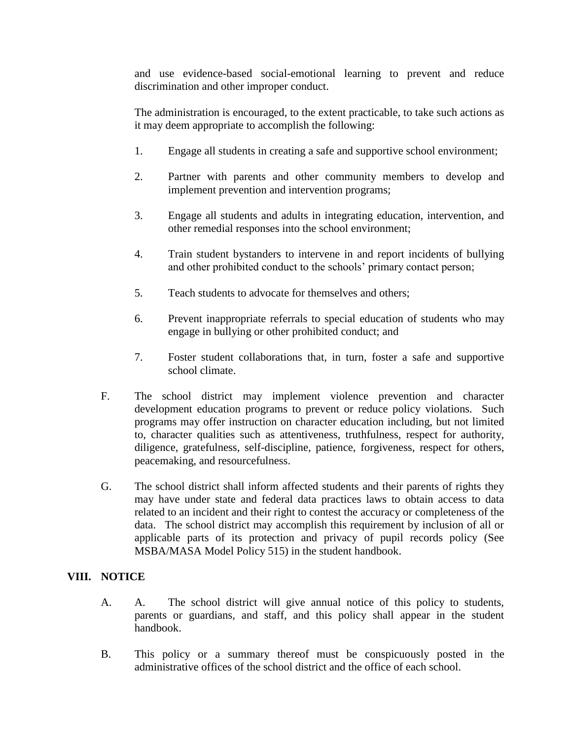and use evidence-based social-emotional learning to prevent and reduce discrimination and other improper conduct.

The administration is encouraged, to the extent practicable, to take such actions as it may deem appropriate to accomplish the following:

1. Engage all students in creating a safe and supportive school environment;

2. Partner with parents and other community members to develop and implement prevention and intervention programs;

3. Engage all students and adults in integrating education, intervention, and other remedial responses into the school environment;

4. Train student bystanders to intervene in and report incidents of bullying and other prohibited conduct to the schools' primary contact person;

5. Teach students to advocate for themselves and others;

6. Prevent inappropriate referrals to special education of students who may engage in bullying or other prohibited conduct; and

7. Foster student collaborations that, in turn, foster a safe and supportive school climate.

F. The school district may implement violence prevention and character development education programs to prevent or reduce policy violations. Such programs may offer instruction on character education including, but not limited to, character qualities such as attentiveness, truthfulness, respect for authority, diligence, gratefulness, self-discipline, patience, forgiveness, respect for others, peacemaking, and resourcefulness.

G. The school district shall inform affected students and their parents of rights they may have under state and federal data practices laws to obtain access to data related to an incident and their right to contest the accuracy or completeness of the data. The school district may accomplish this requirement by inclusion of all or applicable parts of its protection and privacy of pupil records policy (See MSBA/MASA Model Policy 515) in the student handbook.

## VIII. NOTICE

A. A. The school district will give annual notice of this policy to students, parents or guardians, and staff, and this policy shall appear in the student handbook.

B. This policy or a summary thereof must be conspicuously posted in the administrative offices of the school district and the office of each school.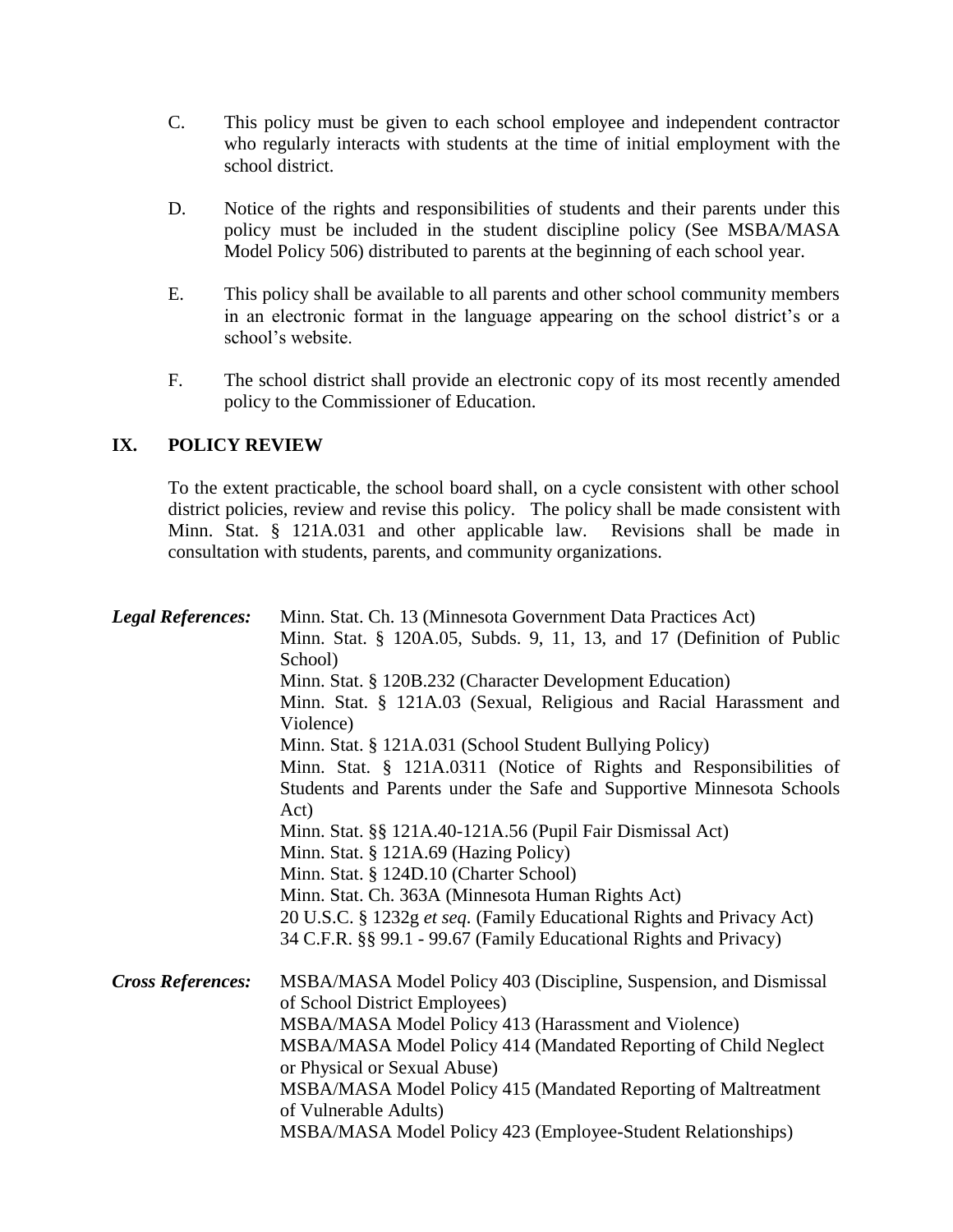C. This policy must be given to each school employee and independent contractor who regularly interacts with students at the time of initial employment with the school district.

D. Notice of the rights and responsibilities of students and their parents under this policy must be included in the student discipline policy (See MSBA/MASA Model Policy 506) distributed to parents at the beginning of each school year.

E. This policy shall be available to all parents and other school community members in an electronic format in the language appearing on the school district's or a school's website.

F. The school district shall provide an electronic copy of its most recently amended policy to the Commissioner of Education.

## IX. POLICY REVIEW

To the extent practicable, the school board shall, on a cycle consistent with other school district policies, review and revise this policy. The policy shall be made consistent with Minn. Stat. § 121A.031 and other applicable law. Revisions shall be made in consultation with students, parents, and community organizations.

***Legal References:***
Minn. Stat. Ch. 13 (Minnesota Government Data Practices Act)
Minn. Stat. § 120A.05, Subds. 9, 11, 13, and 17 (Definition of Public School)
Minn. Stat. § 120B.232 (Character Development Education)
Minn. Stat. § 121A.03 (Sexual, Religious and Racial Harassment and Violence)
Minn. Stat. § 121A.031 (School Student Bullying Policy)
Minn. Stat. § 121A.0311 (Notice of Rights and Responsibilities of Students and Parents under the Safe and Supportive Minnesota Schools Act)
Minn. Stat. §§ 121A.40-121A.56 (Pupil Fair Dismissal Act)
Minn. Stat. § 121A.69 (Hazing Policy)
Minn. Stat. § 124D.10 (Charter School)
Minn. Stat. Ch. 363A (Minnesota Human Rights Act)
20 U.S.C. § 1232g *et seq*. (Family Educational Rights and Privacy Act)
34 C.F.R. §§ 99.1 - 99.67 (Family Educational Rights and Privacy)

***Cross References:***
MSBA/MASA Model Policy 403 (Discipline, Suspension, and Dismissal of School District Employees)
MSBA/MASA Model Policy 413 (Harassment and Violence)
MSBA/MASA Model Policy 414 (Mandated Reporting of Child Neglect or Physical or Sexual Abuse)
MSBA/MASA Model Policy 415 (Mandated Reporting of Maltreatment of Vulnerable Adults)
MSBA/MASA Model Policy 423 (Employee-Student Relationships)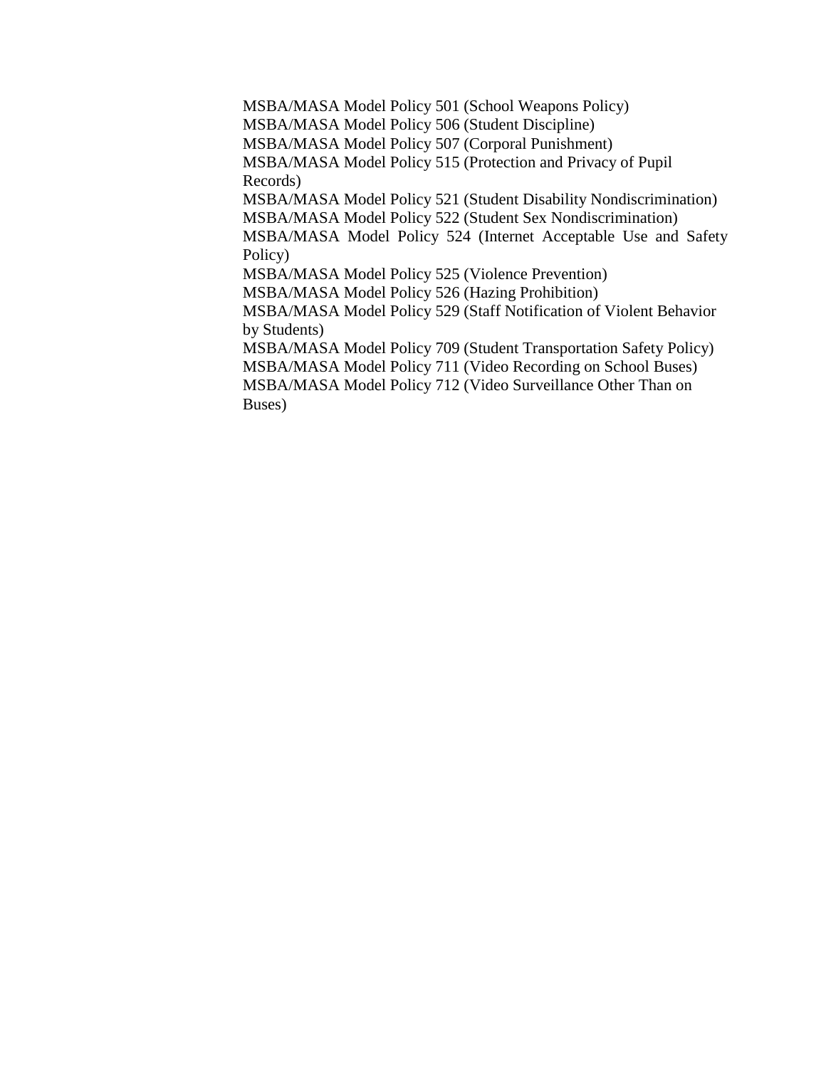MSBA/MASA Model Policy 501 (School Weapons Policy)
MSBA/MASA Model Policy 506 (Student Discipline)
MSBA/MASA Model Policy 507 (Corporal Punishment)
MSBA/MASA Model Policy 515 (Protection and Privacy of Pupil Records)
MSBA/MASA Model Policy 521 (Student Disability Nondiscrimination)
MSBA/MASA Model Policy 522 (Student Sex Nondiscrimination)
MSBA/MASA Model Policy 524 (Internet Acceptable Use and Safety Policy)
MSBA/MASA Model Policy 525 (Violence Prevention)
MSBA/MASA Model Policy 526 (Hazing Prohibition)
MSBA/MASA Model Policy 529 (Staff Notification of Violent Behavior by Students)
MSBA/MASA Model Policy 709 (Student Transportation Safety Policy)
MSBA/MASA Model Policy 711 (Video Recording on School Buses)
MSBA/MASA Model Policy 712 (Video Surveillance Other Than on Buses)